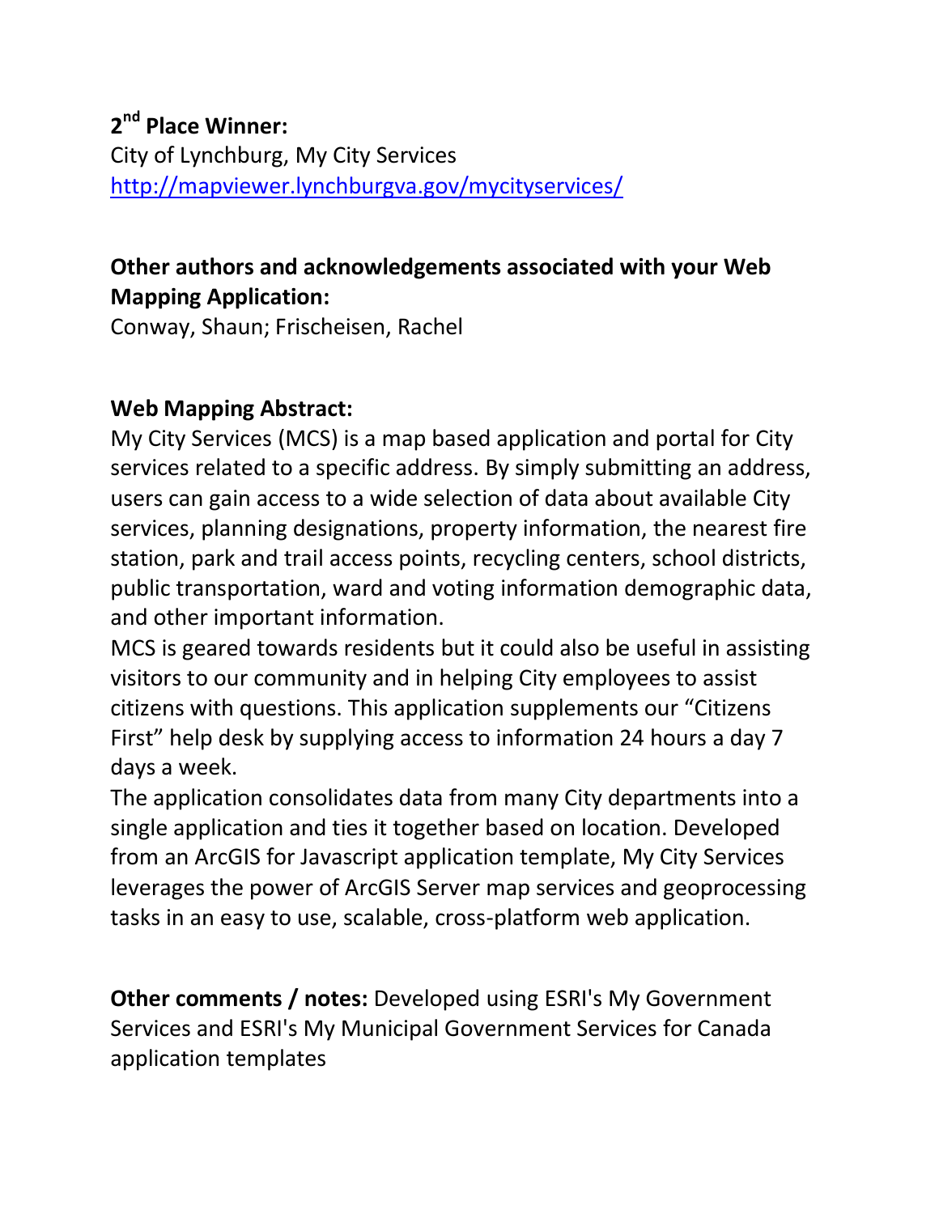**2nd Place Winner:**
City of Lynchburg, My City Services
http://mapviewer.lynchburgva.gov/mycityservices/

**Other authors and acknowledgements associated with your Web Mapping Application:**
Conway, Shaun; Frischeisen, Rachel

**Web Mapping Abstract:**
My City Services (MCS) is a map based application and portal for City services related to a specific address. By simply submitting an address, users can gain access to a wide selection of data about available City services, planning designations, property information, the nearest fire station, park and trail access points, recycling centers, school districts, public transportation, ward and voting information demographic data, and other important information.
MCS is geared towards residents but it could also be useful in assisting visitors to our community and in helping City employees to assist citizens with questions. This application supplements our "Citizens First" help desk by supplying access to information 24 hours a day 7 days a week.
The application consolidates data from many City departments into a single application and ties it together based on location. Developed from an ArcGIS for Javascript application template, My City Services leverages the power of ArcGIS Server map services and geoprocessing tasks in an easy to use, scalable, cross-platform web application.

**Other comments / notes:** Developed using ESRI's My Government Services and ESRI's My Municipal Government Services for Canada application templates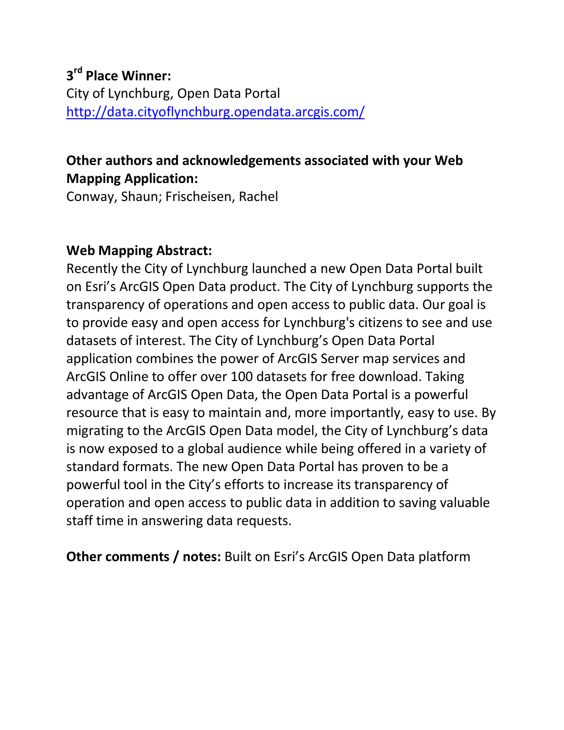**3rd Place Winner:**
City of Lynchburg, Open Data Portal
http://data.cityoflynchburg.opendata.arcgis.com/

**Other authors and acknowledgements associated with your Web Mapping Application:**
Conway, Shaun; Frischeisen, Rachel

**Web Mapping Abstract:**
Recently the City of Lynchburg launched a new Open Data Portal built on Esri's ArcGIS Open Data product. The City of Lynchburg supports the transparency of operations and open access to public data. Our goal is to provide easy and open access for Lynchburg's citizens to see and use datasets of interest. The City of Lynchburg's Open Data Portal application combines the power of ArcGIS Server map services and ArcGIS Online to offer over 100 datasets for free download. Taking advantage of ArcGIS Open Data, the Open Data Portal is a powerful resource that is easy to maintain and, more importantly, easy to use. By migrating to the ArcGIS Open Data model, the City of Lynchburg's data is now exposed to a global audience while being offered in a variety of standard formats. The new Open Data Portal has proven to be a powerful tool in the City's efforts to increase its transparency of operation and open access to public data in addition to saving valuable staff time in answering data requests.

**Other comments / notes:** Built on Esri's ArcGIS Open Data platform